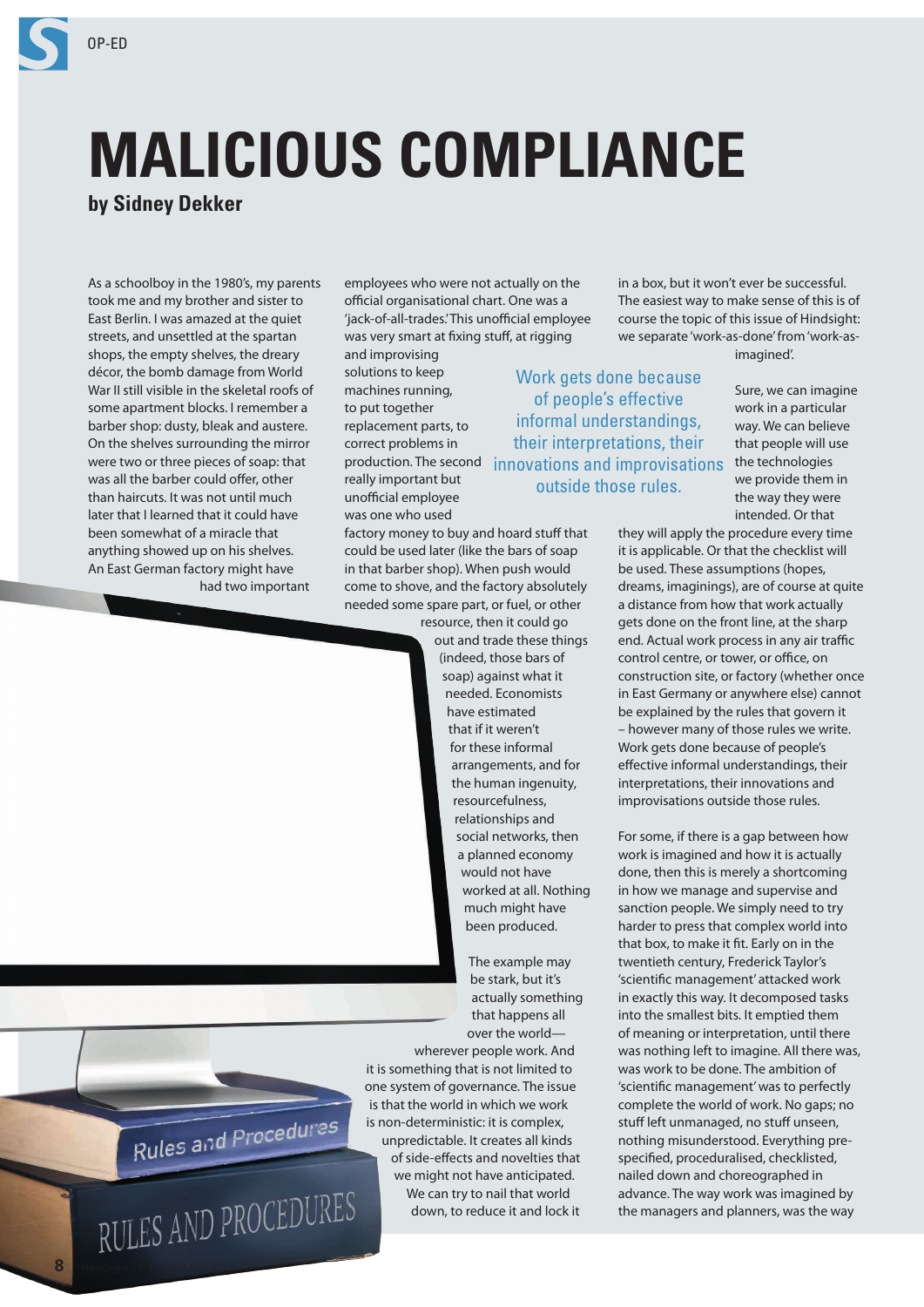# MALICIOUS COMPLIANCE

**by Sidney Dekker**

As a schoolboy in the 1980's, my parents took me and my brother and sister to East Berlin. I was amazed at the quiet streets, and unsettled at the spartan shops, the empty shelves, the dreary décor, the bomb damage from World War II still visible in the skeletal roofs of some apartment blocks. I remember a barber shop: dusty, bleak and austere. On the shelves surrounding the mirror were two or three pieces of soap: that was all the barber could offer, other than haircuts. It was not until much later that I learned that it could have been somewhat of a miracle that anything showed up on his shelves. An East German factory might have had two important employees who were not actually on the official organisational chart. One was a 'jack-of-all-trades.' This unofficial employee was very smart at fixing stuff, at rigging and improvising solutions to keep machines running, to put together replacement parts, to correct problems in production. The second really important but unofficial employee was one who used factory money to buy and hoard stuff that could be used later (like the bars of soap in that barber shop). When push would come to shove, and the factory absolutely needed some spare part, or fuel, or other resource, then it could go out and trade these things (indeed, those bars of soap) against what it needed. Economists have estimated that if it weren't for these informal arrangements, and for the human ingenuity, resourcefulness, relationships and social networks, then a planned economy would not have worked at all. Nothing much might have been produced.

> Work gets done because of people's effective informal understandings, their interpretations, their innovations and improvisations outside those rules.

The example may be stark, but it's actually something that happens all over the world—wherever people work. And it is something that is not limited to one system of governance. The issue is that the world in which we work is non-deterministic: it is complex, unpredictable. It creates all kinds of side-effects and novelties that we might not have anticipated. We can try to nail that world down, to reduce it and lock it in a box, but it won't ever be successful. The easiest way to make sense of this is of course the topic of this issue of Hindsight: we separate 'work-as-done' from 'work-as-imagined'.

Sure, we can imagine work in a particular way. We can believe that people will use the technologies we provide them in the way they were intended. Or that they will apply the procedure every time it is applicable. Or that the checklist will be used. These assumptions (hopes, dreams, imaginings), are of course at quite a distance from how that work actually gets done on the front line, at the sharp end. Actual work process in any air traffic control centre, or tower, or office, on construction site, or factory (whether once in East Germany or anywhere else) cannot be explained by the rules that govern it – however many of those rules we write. Work gets done because of people's effective informal understandings, their interpretations, their innovations and improvisations outside those rules.

For some, if there is a gap between how work is imagined and how it is actually done, then this is merely a shortcoming in how we manage and supervise and sanction people. We simply need to try harder to press that complex world into that box, to make it fit. Early on in the twentieth century, Frederick Taylor's 'scientific management' attacked work in exactly this way. It decomposed tasks into the smallest bits. It emptied them of meaning or interpretation, until there was nothing left to imagine. All there was, was work to be done. The ambition of 'scientific management' was to perfectly complete the world of work. No gaps; no stuff left unmanaged, no stuff unseen, nothing misunderstood. Everything pre-specified, proceduralised, checklisted, nailed down and choreographed in advance. The way work was imagined by the managers and planners, was the way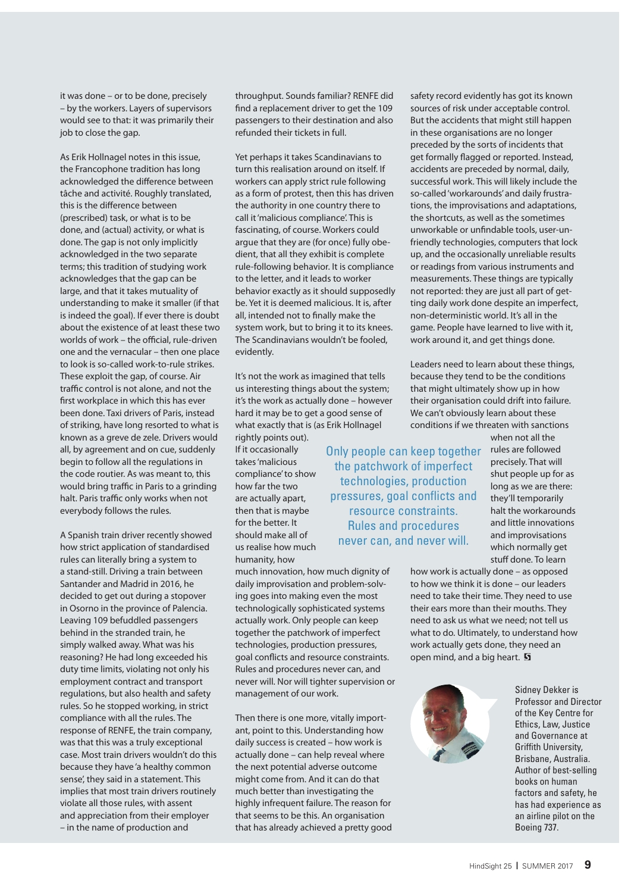it was done – or to be done, precisely – by the workers. Layers of supervisors would see to that: it was primarily their job to close the gap.

As Erik Hollnagel notes in this issue, the Francophone tradition has long acknowledged the difference between tâche and activité. Roughly translated, this is the difference between (prescribed) task, or what is to be done, and (actual) activity, or what is done. The gap is not only implicitly acknowledged in the two separate terms; this tradition of studying work acknowledges that the gap can be large, and that it takes mutuality of understanding to make it smaller (if that is indeed the goal). If ever there is doubt about the existence of at least these two worlds of work – the official, rule-driven one and the vernacular – then one place to look is so-called work-to-rule strikes. These exploit the gap, of course. Air traffic control is not alone, and not the first workplace in which this has ever been done. Taxi drivers of Paris, instead of striking, have long resorted to what is known as a greve de zele. Drivers would all, by agreement and on cue, suddenly begin to follow all the regulations in the code routier. As was meant to, this would bring traffic in Paris to a grinding halt. Paris traffic only works when not everybody follows the rules.

A Spanish train driver recently showed how strict application of standardised rules can literally bring a system to a stand-still. Driving a train between Santander and Madrid in 2016, he decided to get out during a stopover in Osorno in the province of Palencia. Leaving 109 befuddled passengers behind in the stranded train, he simply walked away. What was his reasoning? He had long exceeded his duty time limits, violating not only his employment contract and transport regulations, but also health and safety rules. So he stopped working, in strict compliance with all the rules. The response of RENFE, the train company, was that this was a truly exceptional case. Most train drivers wouldn't do this because they have 'a healthy common sense', they said in a statement. This implies that most train drivers routinely violate all those rules, with assent and appreciation from their employer – in the name of production and throughput. Sounds familiar? RENFE did find a replacement driver to get the 109 passengers to their destination and also refunded their tickets in full.

Yet perhaps it takes Scandinavians to turn this realisation around on itself. If workers can apply strict rule following as a form of protest, then this has driven the authority in one country there to call it 'malicious compliance'. This is fascinating, of course. Workers could argue that they are (for once) fully obedient, that all they exhibit is complete rule-following behavior. It is compliance to the letter, and it leads to worker behavior exactly as it should supposedly be. Yet it is deemed malicious. It is, after all, intended not to finally make the system work, but to bring it to its knees. The Scandinavians wouldn't be fooled, evidently.

It's not the work as imagined that tells us interesting things about the system; it's the work as actually done – however hard it may be to get a good sense of what exactly that is (as Erik Hollnagel rightly points out). If it occasionally takes 'malicious compliance' to show how far the two are actually apart, then that is maybe for the better. It should make all of us realise how much humanity, how much innovation, how much dignity of daily improvisation and problem-solving goes into making even the most technologically sophisticated systems actually work. Only people can keep together the patchwork of imperfect technologies, production pressures, goal conflicts and resource constraints. Rules and procedures never can, and never will. Nor will tighter supervision or management of our work.

> Only people can keep together the patchwork of imperfect technologies, production pressures, goal conflicts and resource constraints. Rules and procedures never can, and never will.

Then there is one more, vitally important, point to this. Understanding how daily success is created – how work is actually done – can help reveal where the next potential adverse outcome might come from. And it can do that much better than investigating the highly infrequent failure. The reason for that seems to be this. An organisation that has already achieved a pretty good safety record evidently has got its known sources of risk under acceptable control. But the accidents that might still happen in these organisations are no longer preceded by the sorts of incidents that get formally flagged or reported. Instead, accidents are preceded by normal, daily, successful work. This will likely include the so-called 'workarounds' and daily frustrations, the improvisations and adaptations, the shortcuts, as well as the sometimes unworkable or unfindable tools, user-unfriendly technologies, computers that lock up, and the occasionally unreliable results or readings from various instruments and measurements. These things are typically not reported: they are just all part of getting daily work done despite an imperfect, non-deterministic world. It's all in the game. People have learned to live with it, work around it, and get things done.

Leaders need to learn about these things, because they tend to be the conditions that might ultimately show up in how their organisation could drift into failure. We can't obviously learn about these conditions if we threaten with sanctions when not all the rules are followed precisely. That will shut people up for as long as we are there: they'll temporarily halt the workarounds and little innovations and improvisations which normally get stuff done. To learn how work is actually done – as opposed to how we think it is done – our leaders need to take their time. They need to use their ears more than their mouths. They need to ask us what we need; not tell us what to do. Ultimately, to understand how work actually gets done, they need an open mind, and a big heart.

Sidney Dekker is Professor and Director of the Key Centre for Ethics, Law, Justice and Governance at Griffith University, Brisbane, Australia. Author of best-selling books on human factors and safety, he has had experience as an airline pilot on the Boeing 737.